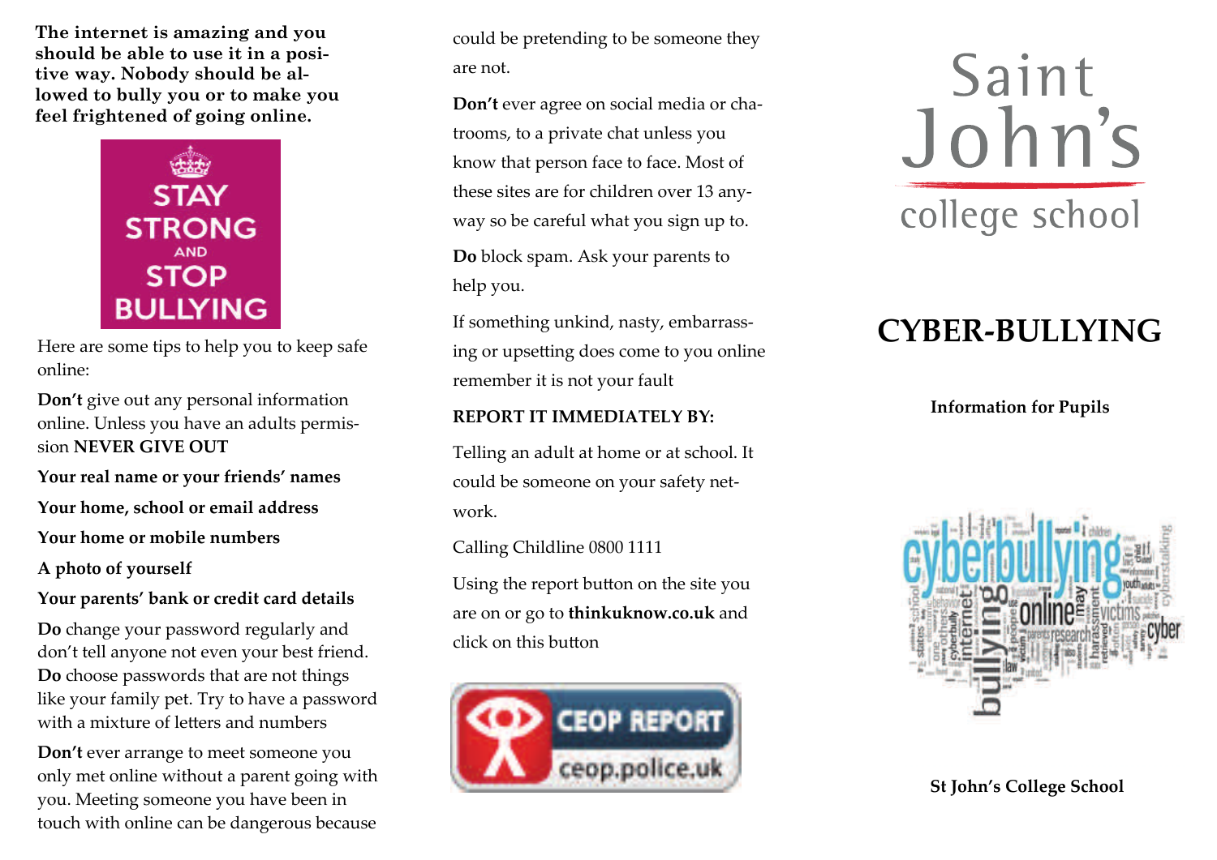**The internet is amazing and you should be able to use it in a positive way. Nobody should be allowed to bully you or to make you feel frightened of going online.**

Here are some tips to help you to keep safe online:

**Don't** give out any personal information online. Unless you have an adults permission **NEVER GIVE OUT**

**Your real name or your friends' names**

**Your home, school or email address**

**Your home or mobile numbers**

**A photo of yourself**

**Your parents' bank or credit card details**

**Do** change your password regularly and don't tell anyone not even your best friend. **Do** choose passwords that are not things like your family pet. Try to have a password with a mixture of letters and numbers

**Don't** ever arrange to meet someone you only met online without a parent going with you. Meeting someone you have been in touch with online can be dangerous because could be pretending to be someone they are not.

**Don't** ever agree on social media or chatrooms, to a private chat unless you know that person face to face. Most of these sites are for children over 13 anyway so be careful what you sign up to.

**Do** block spam. Ask your parents to help you.

If something unkind, nasty, embarrassing or upsetting does come to you online remember it is not your fault

**REPORT IT IMMEDIATELY BY:**

Telling an adult at home or at school. It could be someone on your safety network.

Calling Childline 0800 1111

Using the report button on the site you are on or go to **thinkuknow.co.uk** and click on this button

CEOP REPORT ceop.police.uk

Saint John's college school

# CYBER-BULLYING

**Information for Pupils**

**St John's College School**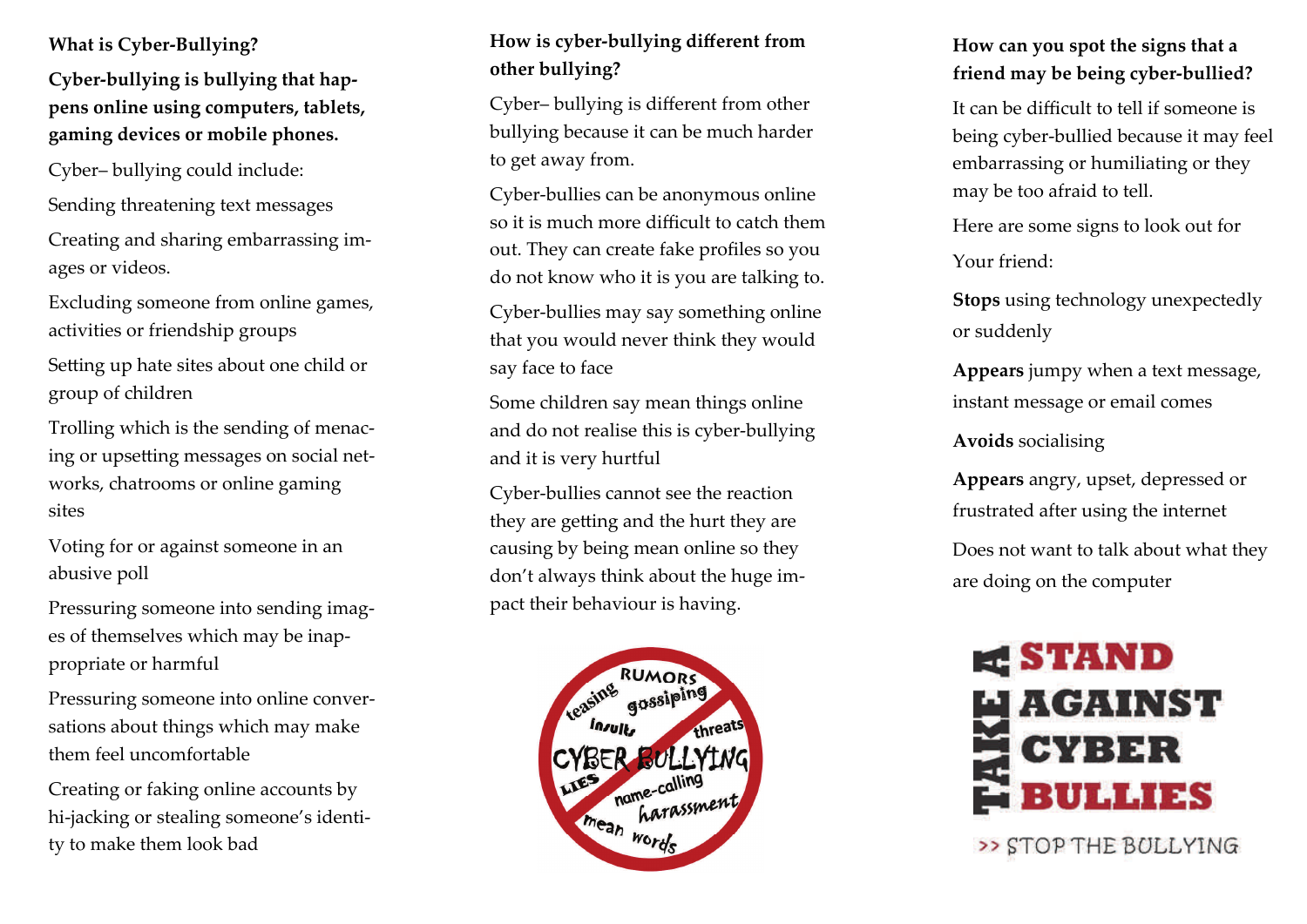## What is Cyber-Bullying?

**Cyber-bullying is bullying that happens online using computers, tablets, gaming devices or mobile phones.**

Cyber– bullying could include:

Sending threatening text messages

Creating and sharing embarrassing images or videos.

Excluding someone from online games, activities or friendship groups

Setting up hate sites about one child or group of children

Trolling which is the sending of menacing or upsetting messages on social networks, chatrooms or online gaming sites

Voting for or against someone in an abusive poll

Pressuring someone into sending images of themselves which may be inappropriate or harmful

Pressuring someone into online conversations about things which may make them feel uncomfortable

Creating or faking online accounts by hi-jacking or stealing someone's identity to make them look bad

## How is cyber-bullying different from other bullying?

Cyber– bullying is different from other bullying because it can be much harder to get away from.

Cyber-bullies can be anonymous online so it is much more difficult to catch them out. They can create fake profiles so you do not know who it is you are talking to.

Cyber-bullies may say something online that you would never think they would say face to face

Some children say mean things online and do not realise this is cyber-bullying and it is very hurtful

Cyber-bullies cannot see the reaction they are getting and the hurt they are causing by being mean online so they don't always think about the huge impact their behaviour is having.

RUMORS
teasing
gossiping
insults
threats
CYBER BULLYING
LIES
name-calling
harassment
mean words

## How can you spot the signs that a friend may be being cyber-bullied?

It can be difficult to tell if someone is being cyber-bullied because it may feel embarrassing or humiliating or they may be too afraid to tell.

Here are some signs to look out for

Your friend:

**Stops** using technology unexpectedly or suddenly

**Appears** jumpy when a text message, instant message or email comes

**Avoids** socialising

**Appears** angry, upset, depressed or frustrated after using the internet

Does not want to talk about what they are doing on the computer

TAKE A STAND AGAINST CYBER BULLIES

>> STOP THE BULLYING